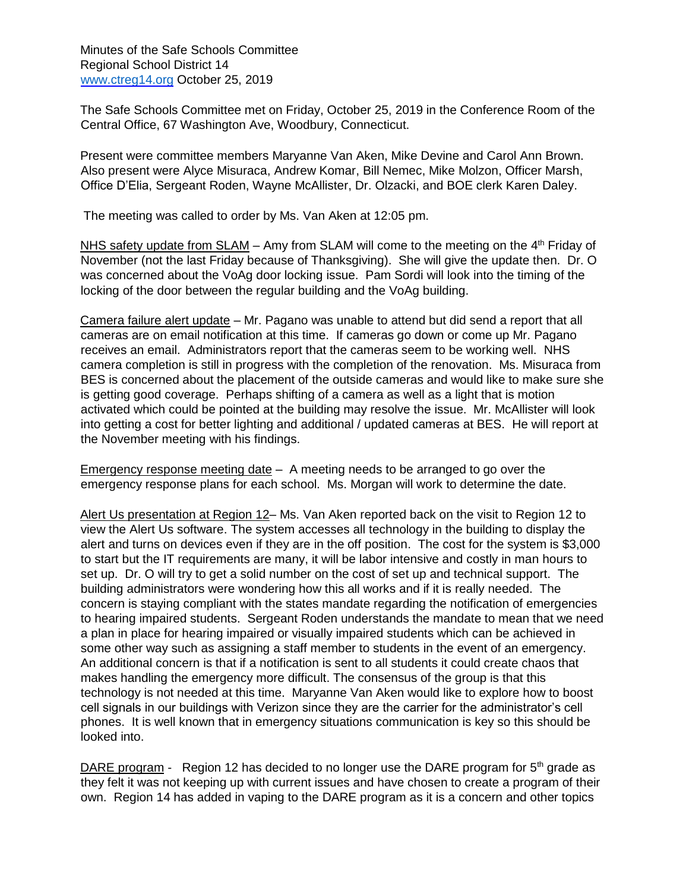Minutes of the Safe Schools Committee
Regional School District 14
www.ctreg14.org October 25, 2019

The Safe Schools Committee met on Friday, October 25, 2019 in the Conference Room of the Central Office, 67 Washington Ave, Woodbury, Connecticut.

Present were committee members Maryanne Van Aken, Mike Devine and Carol Ann Brown. Also present were Alyce Misuraca, Andrew Komar, Bill Nemec, Mike Molzon, Officer Marsh, Office D'Elia, Sergeant Roden, Wayne McAllister, Dr. Olzacki, and BOE clerk Karen Daley.

The meeting was called to order by Ms. Van Aken at 12:05 pm.

NHS safety update from SLAM – Amy from SLAM will come to the meeting on the 4th Friday of November (not the last Friday because of Thanksgiving). She will give the update then. Dr. O was concerned about the VoAg door locking issue. Pam Sordi will look into the timing of the locking of the door between the regular building and the VoAg building.

Camera failure alert update – Mr. Pagano was unable to attend but did send a report that all cameras are on email notification at this time. If cameras go down or come up Mr. Pagano receives an email. Administrators report that the cameras seem to be working well. NHS camera completion is still in progress with the completion of the renovation. Ms. Misuraca from BES is concerned about the placement of the outside cameras and would like to make sure she is getting good coverage. Perhaps shifting of a camera as well as a light that is motion activated which could be pointed at the building may resolve the issue. Mr. McAllister will look into getting a cost for better lighting and additional / updated cameras at BES. He will report at the November meeting with his findings.

Emergency response meeting date – A meeting needs to be arranged to go over the emergency response plans for each school. Ms. Morgan will work to determine the date.

Alert Us presentation at Region 12– Ms. Van Aken reported back on the visit to Region 12 to view the Alert Us software. The system accesses all technology in the building to display the alert and turns on devices even if they are in the off position. The cost for the system is $3,000 to start but the IT requirements are many, it will be labor intensive and costly in man hours to set up. Dr. O will try to get a solid number on the cost of set up and technical support. The building administrators were wondering how this all works and if it is really needed. The concern is staying compliant with the states mandate regarding the notification of emergencies to hearing impaired students. Sergeant Roden understands the mandate to mean that we need a plan in place for hearing impaired or visually impaired students which can be achieved in some other way such as assigning a staff member to students in the event of an emergency. An additional concern is that if a notification is sent to all students it could create chaos that makes handling the emergency more difficult. The consensus of the group is that this technology is not needed at this time. Maryanne Van Aken would like to explore how to boost cell signals in our buildings with Verizon since they are the carrier for the administrator's cell phones. It is well known that in emergency situations communication is key so this should be looked into.

DARE program - Region 12 has decided to no longer use the DARE program for 5th grade as they felt it was not keeping up with current issues and have chosen to create a program of their own. Region 14 has added in vaping to the DARE program as it is a concern and other topics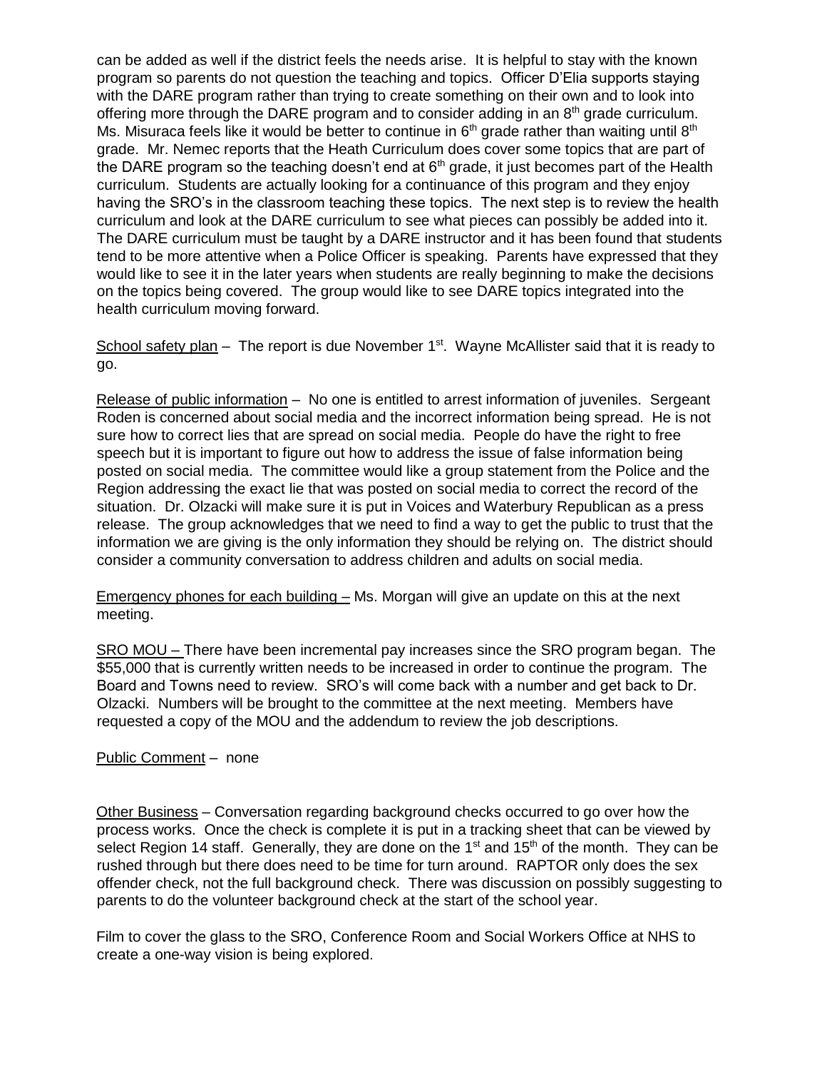can be added as well if the district feels the needs arise. It is helpful to stay with the known program so parents do not question the teaching and topics. Officer D'Elia supports staying with the DARE program rather than trying to create something on their own and to look into offering more through the DARE program and to consider adding in an 8th grade curriculum. Ms. Misuraca feels like it would be better to continue in 6th grade rather than waiting until 8th grade. Mr. Nemec reports that the Heath Curriculum does cover some topics that are part of the DARE program so the teaching doesn't end at 6th grade, it just becomes part of the Health curriculum. Students are actually looking for a continuance of this program and they enjoy having the SRO's in the classroom teaching these topics. The next step is to review the health curriculum and look at the DARE curriculum to see what pieces can possibly be added into it. The DARE curriculum must be taught by a DARE instructor and it has been found that students tend to be more attentive when a Police Officer is speaking. Parents have expressed that they would like to see it in the later years when students are really beginning to make the decisions on the topics being covered. The group would like to see DARE topics integrated into the health curriculum moving forward.

<u>School safety plan</u> – The report is due November 1st. Wayne McAllister said that it is ready to go.

<u>Release of public information</u> – No one is entitled to arrest information of juveniles. Sergeant Roden is concerned about social media and the incorrect information being spread. He is not sure how to correct lies that are spread on social media. People do have the right to free speech but it is important to figure out how to address the issue of false information being posted on social media. The committee would like a group statement from the Police and the Region addressing the exact lie that was posted on social media to correct the record of the situation. Dr. Olzacki will make sure it is put in Voices and Waterbury Republican as a press release. The group acknowledges that we need to find a way to get the public to trust that the information we are giving is the only information they should be relying on. The district should consider a community conversation to address children and adults on social media.

<u>Emergency phones for each building –</u> Ms. Morgan will give an update on this at the next meeting.

<u>SRO MOU –</u> There have been incremental pay increases since the SRO program began. The $55,000 that is currently written needs to be increased in order to continue the program. The Board and Towns need to review. SRO's will come back with a number and get back to Dr. Olzacki. Numbers will be brought to the committee at the next meeting. Members have requested a copy of the MOU and the addendum to review the job descriptions.

<u>Public Comment</u> – none

<u>Other Business</u> – Conversation regarding background checks occurred to go over how the process works. Once the check is complete it is put in a tracking sheet that can be viewed by select Region 14 staff. Generally, they are done on the 1st and 15th of the month. They can be rushed through but there does need to be time for turn around. RAPTOR only does the sex offender check, not the full background check. There was discussion on possibly suggesting to parents to do the volunteer background check at the start of the school year.

Film to cover the glass to the SRO, Conference Room and Social Workers Office at NHS to create a one-way vision is being explored.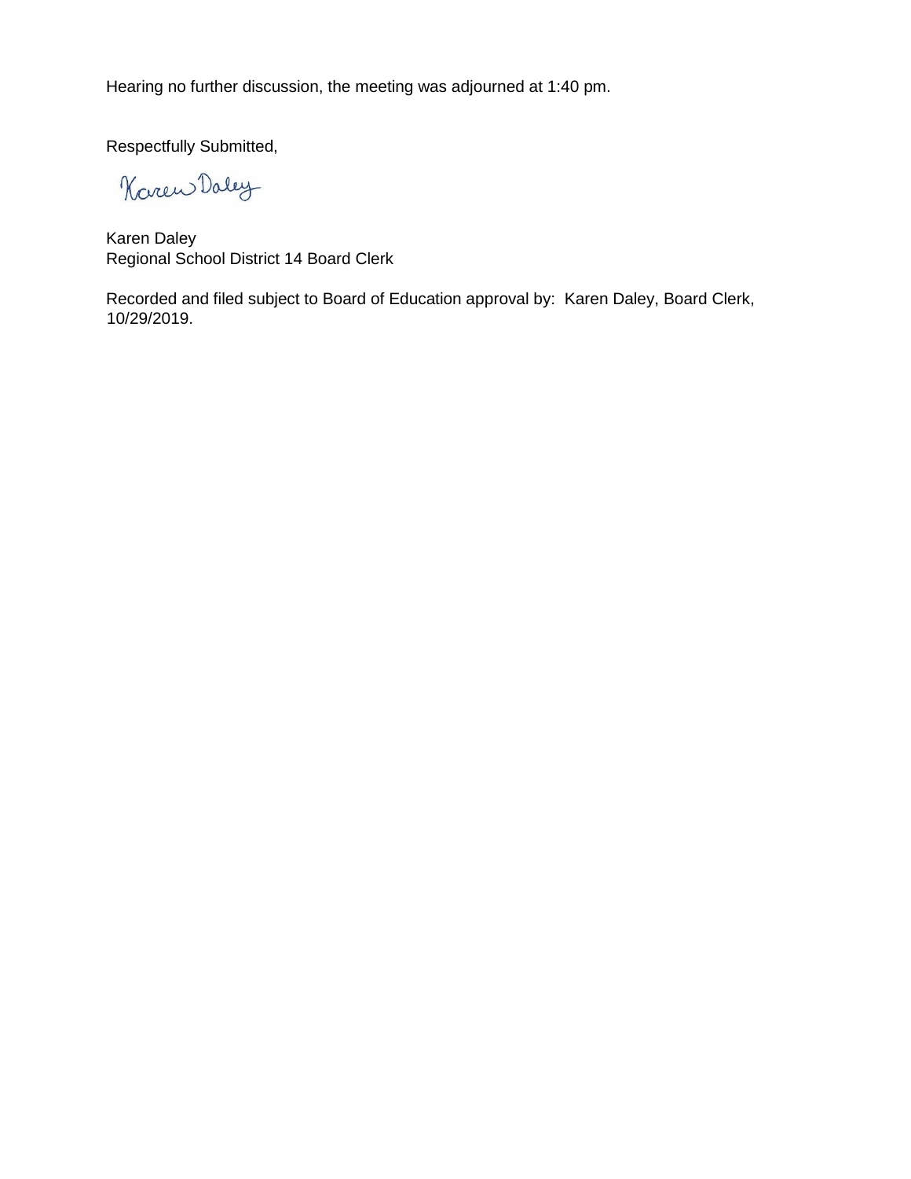Hearing no further discussion, the meeting was adjourned at 1:40 pm.

Respectfully Submitted,

Karen Daley

Karen Daley
Regional School District 14 Board Clerk

Recorded and filed subject to Board of Education approval by: Karen Daley, Board Clerk, 10/29/2019.